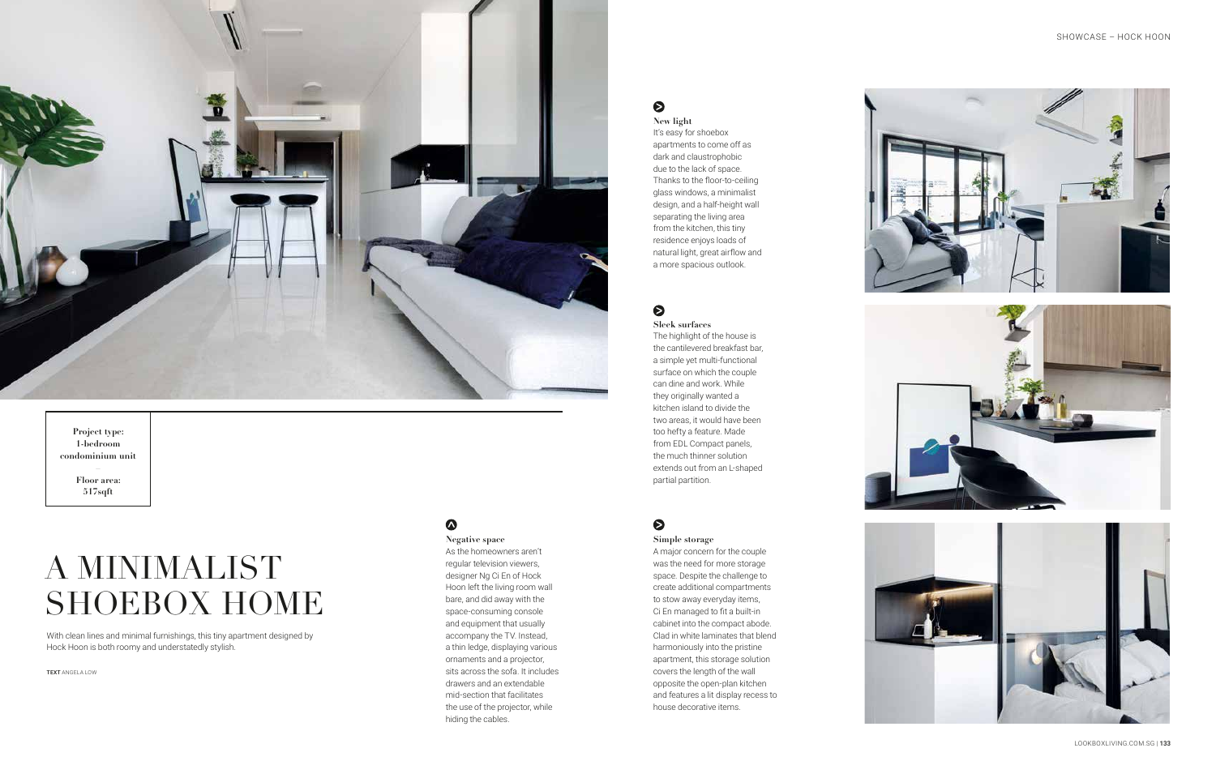Project type:
1-bedroom
condominium unit

–

Floor area:
517sqft

# A MINIMALIST SHOEBOX HOME

With clean lines and minimal furnishings, this tiny apartment designed by Hock Hoon is both roomy and understatedly stylish.

**TEXT** ANGELA LOW

### Negative space

As the homeowners aren't regular television viewers, designer Ng Ci En of Hock Hoon left the living room wall bare, and did away with the space-consuming console and equipment that usually accompany the TV. Instead, a thin ledge, displaying various ornaments and a projector, sits across the sofa. It includes drawers and an extendable mid-section that facilitates the use of the projector, while hiding the cables.

### New light

It's easy for shoebox apartments to come off as dark and claustrophobic due to the lack of space. Thanks to the floor-to-ceiling glass windows, a minimalist design, and a half-height wall separating the living area from the kitchen, this tiny residence enjoys loads of natural light, great airflow and a more spacious outlook.

### Sleek surfaces

The highlight of the house is the cantilevered breakfast bar, a simple yet multi-functional surface on which the couple can dine and work. While they originally wanted a kitchen island to divide the two areas, it would have been too hefty a feature. Made from EDL Compact panels, the much thinner solution extends out from an L-shaped partial partition.

### Simple storage

A major concern for the couple was the need for more storage space. Despite the challenge to create additional compartments to stow away everyday items, Ci En managed to fit a built-in cabinet into the compact abode. Clad in white laminates that blend harmoniously into the pristine apartment, this storage solution covers the length of the wall opposite the open-plan kitchen and features a lit display recess to house decorative items.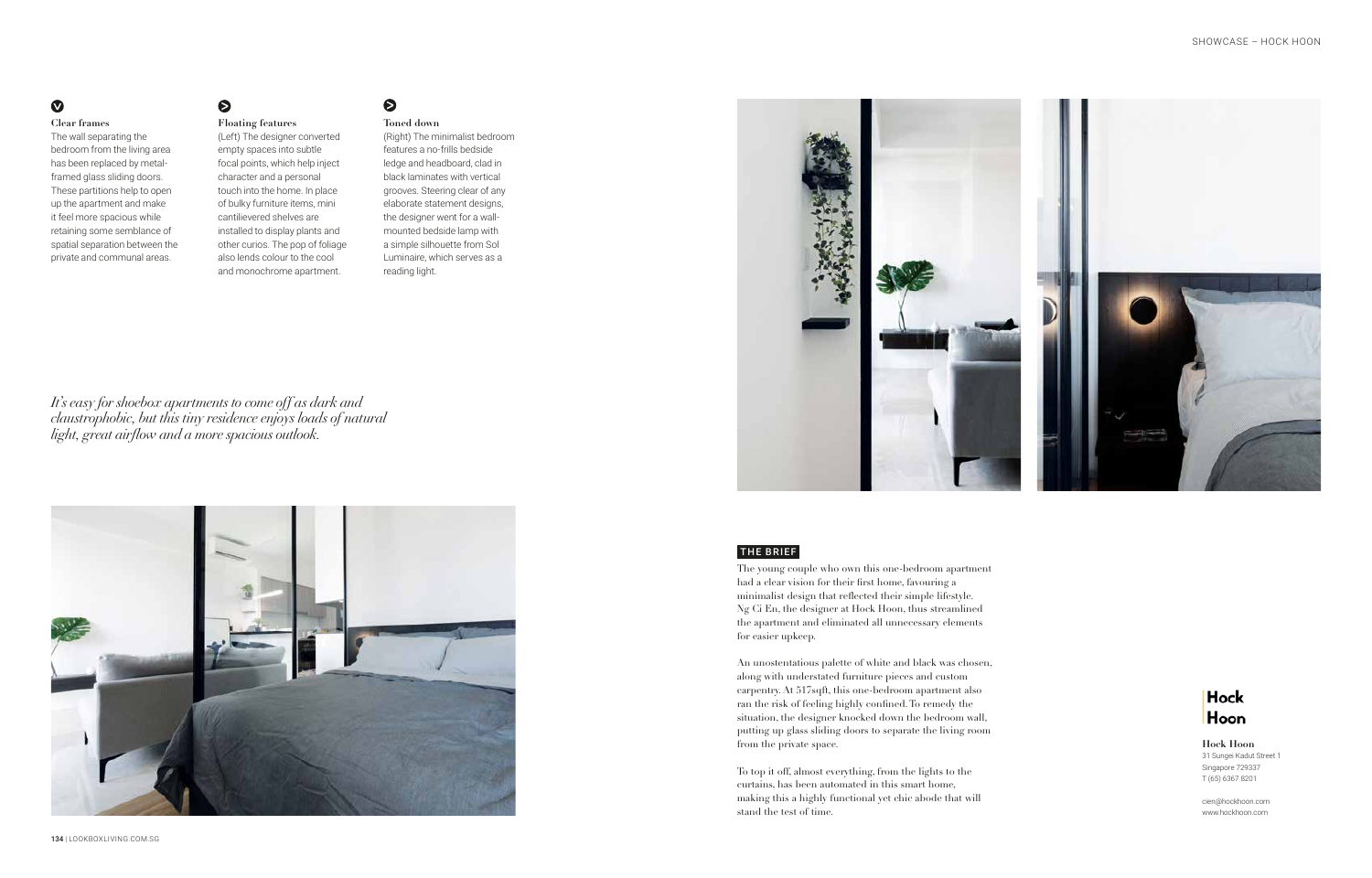**Clear frames**
The wall separating the bedroom from the living area has been replaced by metal-framed glass sliding doors. These partitions help to open up the apartment and make it feel more spacious while retaining some semblance of spatial separation between the private and communal areas.

**Floating features**
(Left) The designer converted empty spaces into subtle focal points, which help inject character and a personal touch into the home. In place of bulky furniture items, mini cantilievered shelves are installed to display plants and other curios. The pop of foliage also lends colour to the cool and monochrome apartment.

**Toned down**
(Right) The minimalist bedroom features a no-frills bedside ledge and headboard, clad in black laminates with vertical grooves. Steering clear of any elaborate statement designs, the designer went for a wall-mounted bedside lamp with a simple silhouette from Sol Luminaire, which serves as a reading light.

*It's easy for shoebox apartments to come off as dark and claustrophobic, but this tiny residence enjoys loads of natural light, great airflow and a more spacious outlook.*

## THE BRIEF

The young couple who own this one-bedroom apartment had a clear vision for their first home, favouring a minimalist design that reflected their simple lifestyle. Ng Ci En, the designer at Hock Hoon, thus streamlined the apartment and eliminated all unnecessary elements for easier upkeep.

An unostentatious palette of white and black was chosen, along with understated furniture pieces and custom carpentry. At 517sqft, this one-bedroom apartment also ran the risk of feeling highly confined. To remedy the situation, the designer knocked down the bedroom wall, putting up glass sliding doors to separate the living room from the private space.

To top it off, almost everything, from the lights to the curtains, has been automated in this smart home, making this a highly functional yet chic abode that will stand the test of time.

Hock Hoon

**Hock Hoon**
31 Sungei Kadut Street 1
Singapore 729337
T (65) 6367 8201

cien@hockhoon.com
www.hockhoon.com